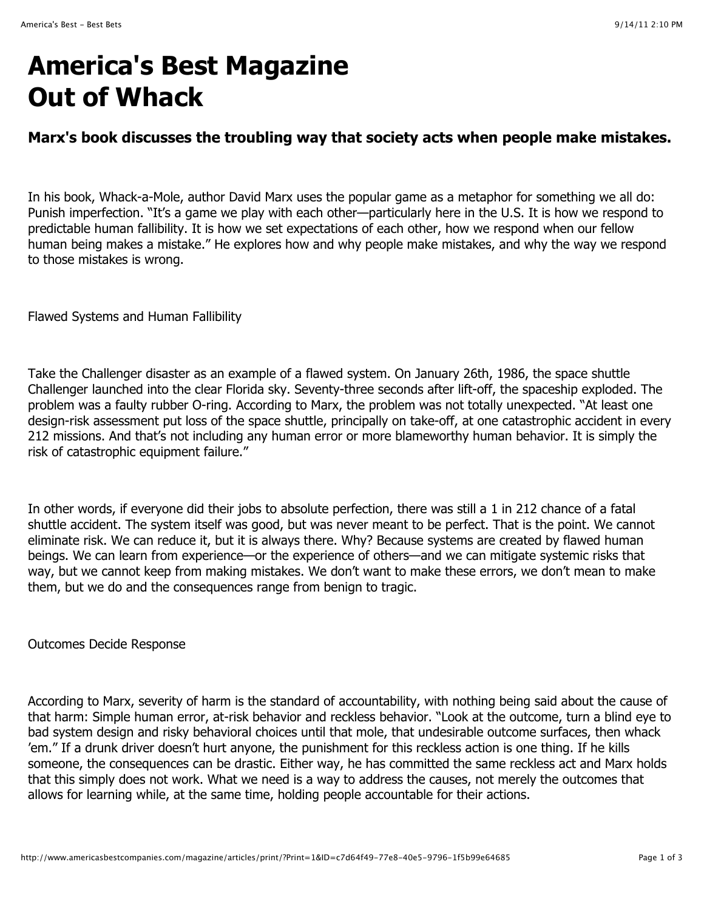# America's Best Magazine
# Out of Whack

## Marx's book discusses the troubling way that society acts when people make mistakes.

In his book, Whack-a-Mole, author David Marx uses the popular game as a metaphor for something we all do: Punish imperfection. "It's a game we play with each other—particularly here in the U.S. It is how we respond to predictable human fallibility. It is how we set expectations of each other, how we respond when our fellow human being makes a mistake." He explores how and why people make mistakes, and why the way we respond to those mistakes is wrong.

Flawed Systems and Human Fallibility

Take the Challenger disaster as an example of a flawed system. On January 26th, 1986, the space shuttle Challenger launched into the clear Florida sky. Seventy-three seconds after lift-off, the spaceship exploded. The problem was a faulty rubber O-ring. According to Marx, the problem was not totally unexpected. "At least one design-risk assessment put loss of the space shuttle, principally on take-off, at one catastrophic accident in every 212 missions. And that's not including any human error or more blameworthy human behavior. It is simply the risk of catastrophic equipment failure."

In other words, if everyone did their jobs to absolute perfection, there was still a 1 in 212 chance of a fatal shuttle accident. The system itself was good, but was never meant to be perfect. That is the point. We cannot eliminate risk. We can reduce it, but it is always there. Why? Because systems are created by flawed human beings. We can learn from experience—or the experience of others—and we can mitigate systemic risks that way, but we cannot keep from making mistakes. We don't want to make these errors, we don't mean to make them, but we do and the consequences range from benign to tragic.

Outcomes Decide Response

According to Marx, severity of harm is the standard of accountability, with nothing being said about the cause of that harm: Simple human error, at-risk behavior and reckless behavior. "Look at the outcome, turn a blind eye to bad system design and risky behavioral choices until that mole, that undesirable outcome surfaces, then whack 'em." If a drunk driver doesn't hurt anyone, the punishment for this reckless action is one thing. If he kills someone, the consequences can be drastic. Either way, he has committed the same reckless act and Marx holds that this simply does not work. What we need is a way to address the causes, not merely the outcomes that allows for learning while, at the same time, holding people accountable for their actions.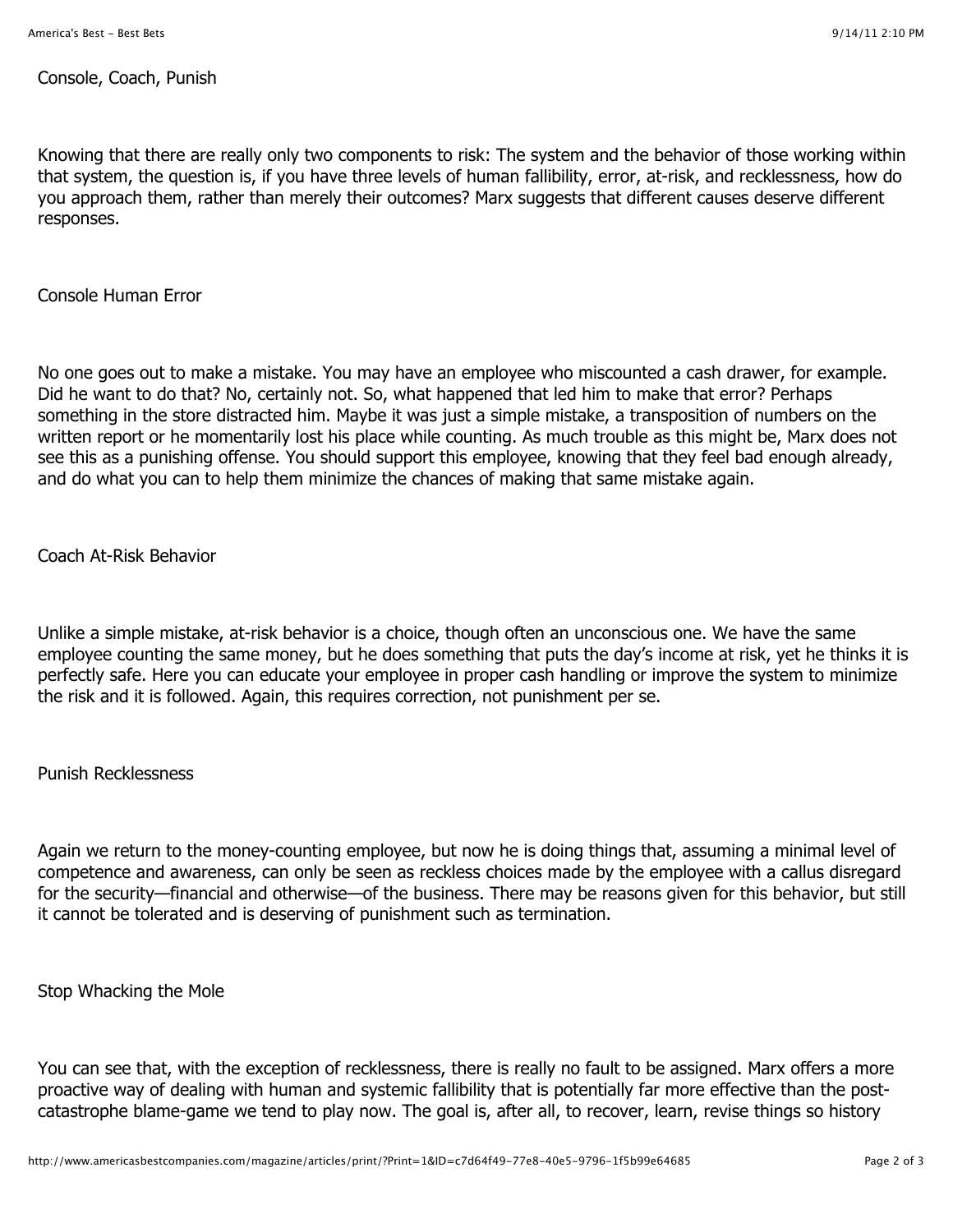## Console, Coach, Punish

Knowing that there are really only two components to risk: The system and the behavior of those working within that system, the question is, if you have three levels of human fallibility, error, at-risk, and recklessness, how do you approach them, rather than merely their outcomes? Marx suggests that different causes deserve different responses.

### Console Human Error

No one goes out to make a mistake. You may have an employee who miscounted a cash drawer, for example. Did he want to do that? No, certainly not. So, what happened that led him to make that error? Perhaps something in the store distracted him. Maybe it was just a simple mistake, a transposition of numbers on the written report or he momentarily lost his place while counting. As much trouble as this might be, Marx does not see this as a punishing offense. You should support this employee, knowing that they feel bad enough already, and do what you can to help them minimize the chances of making that same mistake again.

### Coach At-Risk Behavior

Unlike a simple mistake, at-risk behavior is a choice, though often an unconscious one. We have the same employee counting the same money, but he does something that puts the day's income at risk, yet he thinks it is perfectly safe. Here you can educate your employee in proper cash handling or improve the system to minimize the risk and it is followed. Again, this requires correction, not punishment per se.

### Punish Recklessness

Again we return to the money-counting employee, but now he is doing things that, assuming a minimal level of competence and awareness, can only be seen as reckless choices made by the employee with a callus disregard for the security—financial and otherwise—of the business. There may be reasons given for this behavior, but still it cannot be tolerated and is deserving of punishment such as termination.

## Stop Whacking the Mole

You can see that, with the exception of recklessness, there is really no fault to be assigned. Marx offers a more proactive way of dealing with human and systemic fallibility that is potentially far more effective than the post-catastrophe blame-game we tend to play now. The goal is, after all, to recover, learn, revise things so history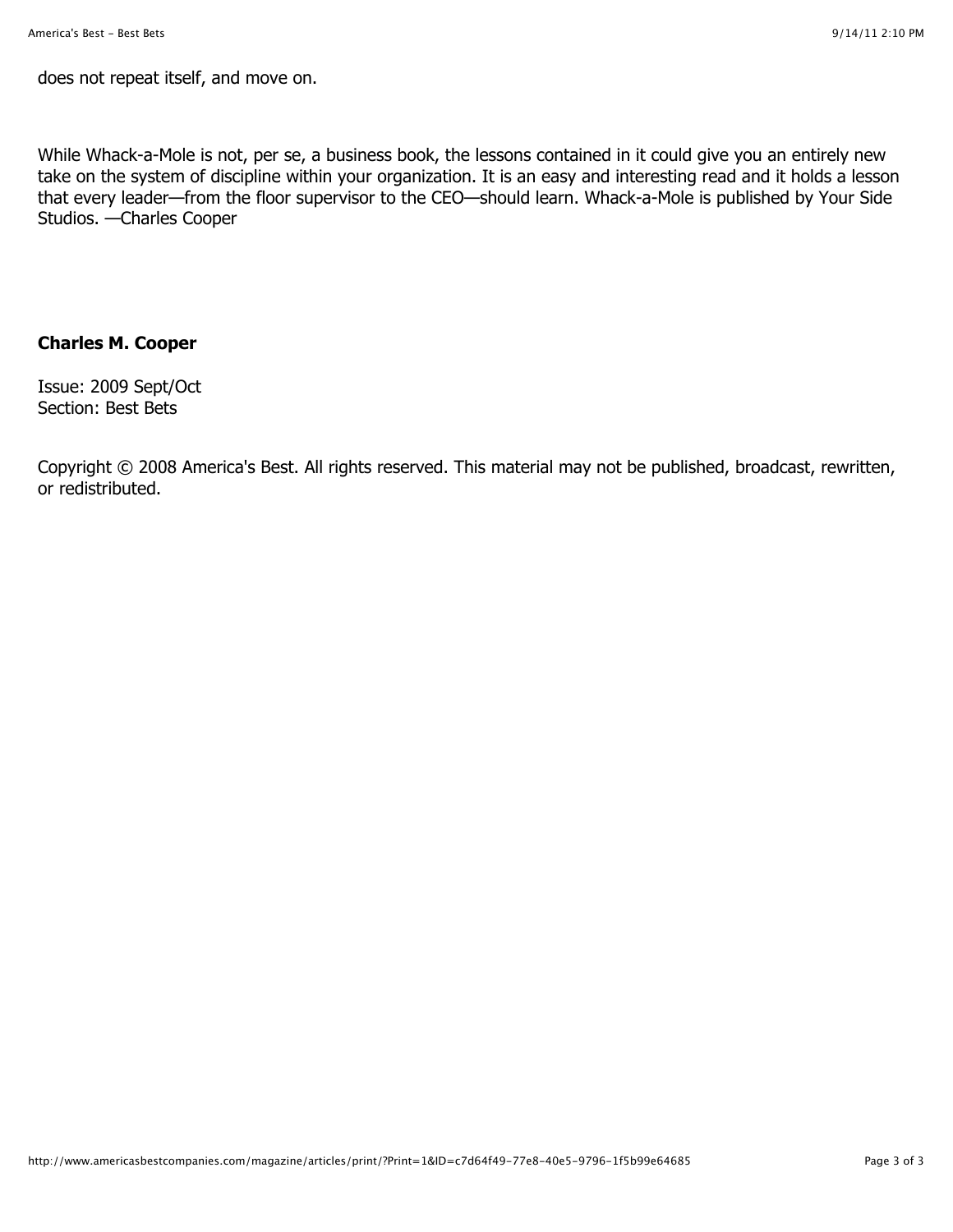does not repeat itself, and move on.

While Whack-a-Mole is not, per se, a business book, the lessons contained in it could give you an entirely new take on the system of discipline within your organization. It is an easy and interesting read and it holds a lesson that every leader—from the floor supervisor to the CEO—should learn. Whack-a-Mole is published by Your Side Studios. —Charles Cooper

**Charles M. Cooper**

Issue: 2009 Sept/Oct
Section: Best Bets

Copyright © 2008 America's Best. All rights reserved. This material may not be published, broadcast, rewritten, or redistributed.